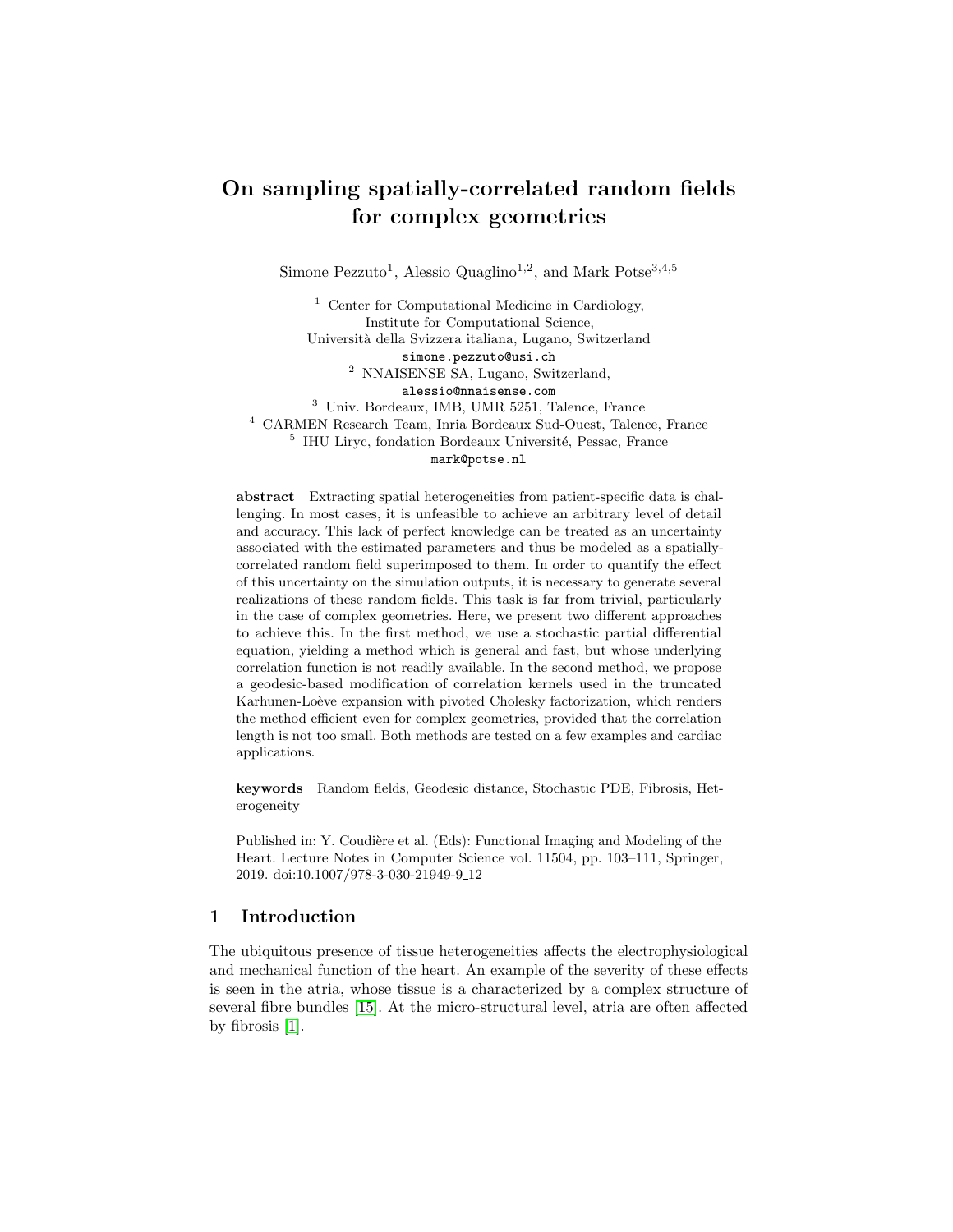# On sampling spatially-correlated random fields for complex geometries

Simone Pezzuto[1], Alessio Quaglino[1,2], and Mark Potse[3,4,5]

[1] Center for Computational Medicine in Cardiology, Institute for Computational Science, Università della Svizzera italiana, Lugano, Switzerland
simone.pezzuto@usi.ch

[2] NNAISENSE SA, Lugano, Switzerland,
alessio@nnaisense.com

[3] Univ. Bordeaux, IMB, UMR 5251, Talence, France

[4] CARMEN Research Team, Inria Bordeaux Sud-Ouest, Talence, France

[5] IHU Liryc, fondation Bordeaux Université, Pessac, France
mark@potse.nl

**abstract** Extracting spatial heterogeneities from patient-specific data is challenging. In most cases, it is unfeasible to achieve an arbitrary level of detail and accuracy. This lack of perfect knowledge can be treated as an uncertainty associated with the estimated parameters and thus be modeled as a spatially-correlated random field superimposed to them. In order to quantify the effect of this uncertainty on the simulation outputs, it is necessary to generate several realizations of these random fields. This task is far from trivial, particularly in the case of complex geometries. Here, we present two different approaches to achieve this. In the first method, we use a stochastic partial differential equation, yielding a method which is general and fast, but whose underlying correlation function is not readily available. In the second method, we propose a geodesic-based modification of correlation kernels used in the truncated Karhunen-Loève expansion with pivoted Cholesky factorization, which renders the method efficient even for complex geometries, provided that the correlation length is not too small. Both methods are tested on a few examples and cardiac applications.

**keywords** Random fields, Geodesic distance, Stochastic PDE, Fibrosis, Heterogeneity

Published in: Y. Coudière et al. (Eds): Functional Imaging and Modeling of the Heart. Lecture Notes in Computer Science vol. 11504, pp. 103–111, Springer, 2019. doi:10.1007/978-3-030-21949-9_12

## 1 Introduction

The ubiquitous presence of tissue heterogeneities affects the electrophysiological and mechanical function of the heart. An example of the severity of these effects is seen in the atria, whose tissue is a characterized by a complex structure of several fibre bundles [15]. At the micro-structural level, atria are often affected by fibrosis [1].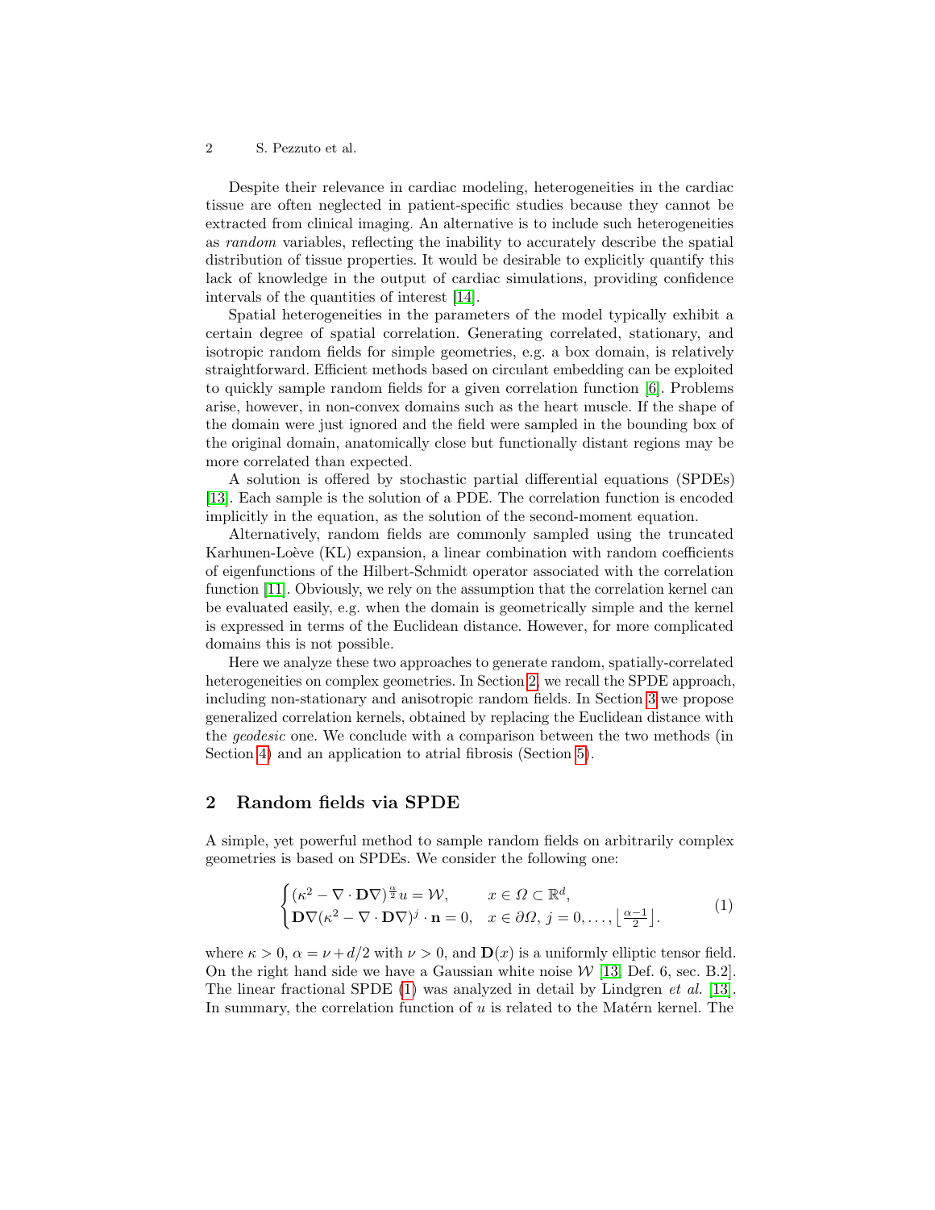Despite their relevance in cardiac modeling, heterogeneities in the cardiac tissue are often neglected in patient-specific studies because they cannot be extracted from clinical imaging. An alternative is to include such heterogeneities as *random* variables, reflecting the inability to accurately describe the spatial distribution of tissue properties. It would be desirable to explicitly quantify this lack of knowledge in the output of cardiac simulations, providing confidence intervals of the quantities of interest [14].

Spatial heterogeneities in the parameters of the model typically exhibit a certain degree of spatial correlation. Generating correlated, stationary, and isotropic random fields for simple geometries, e.g. a box domain, is relatively straightforward. Efficient methods based on circulant embedding can be exploited to quickly sample random fields for a given correlation function [6]. Problems arise, however, in non-convex domains such as the heart muscle. If the shape of the domain were just ignored and the field were sampled in the bounding box of the original domain, anatomically close but functionally distant regions may be more correlated than expected.

A solution is offered by stochastic partial differential equations (SPDEs) [13]. Each sample is the solution of a PDE. The correlation function is encoded implicitly in the equation, as the solution of the second-moment equation.

Alternatively, random fields are commonly sampled using the truncated Karhunen-Loève (KL) expansion, a linear combination with random coefficients of eigenfunctions of the Hilbert-Schmidt operator associated with the correlation function [11]. Obviously, we rely on the assumption that the correlation kernel can be evaluated easily, e.g. when the domain is geometrically simple and the kernel is expressed in terms of the Euclidean distance. However, for more complicated domains this is not possible.

Here we analyze these two approaches to generate random, spatially-correlated heterogeneities on complex geometries. In Section 2, we recall the SPDE approach, including non-stationary and anisotropic random fields. In Section 3 we propose generalized correlation kernels, obtained by replacing the Euclidean distance with the *geodesic* one. We conclude with a comparison between the two methods (in Section 4) and an application to atrial fibrosis (Section 5).

## 2 Random fields via SPDE

A simple, yet powerful method to sample random fields on arbitrarily complex geometries is based on SPDEs. We consider the following one:

$$
\begin{cases}
(\kappa^2 - \nabla \cdot \mathbf{D}\nabla)^{\frac{\alpha}{2}} u = \mathcal{W}, & x \in \Omega \subset \mathbb{R}^d, \\
\mathbf{D}\nabla(\kappa^2 - \nabla \cdot \mathbf{D}\nabla)^j \cdot \mathbf{n} = 0, & x \in \partial\Omega,\ j = 0, \dots, \left\lfloor \frac{\alpha-1}{2} \right\rfloor.
\end{cases}
\tag{1}
$$

where $\kappa > 0$, $\alpha = \nu + d/2$ with $\nu > 0$, and $\mathbf{D}(x)$ is a uniformly elliptic tensor field. On the right hand side we have a Gaussian white noise $\mathcal{W}$ [13, Def. 6, sec. B.2]. The linear fractional SPDE (1) was analyzed in detail by Lindgren *et al.* [13]. In summary, the correlation function of $u$ is related to the Matérn kernel. The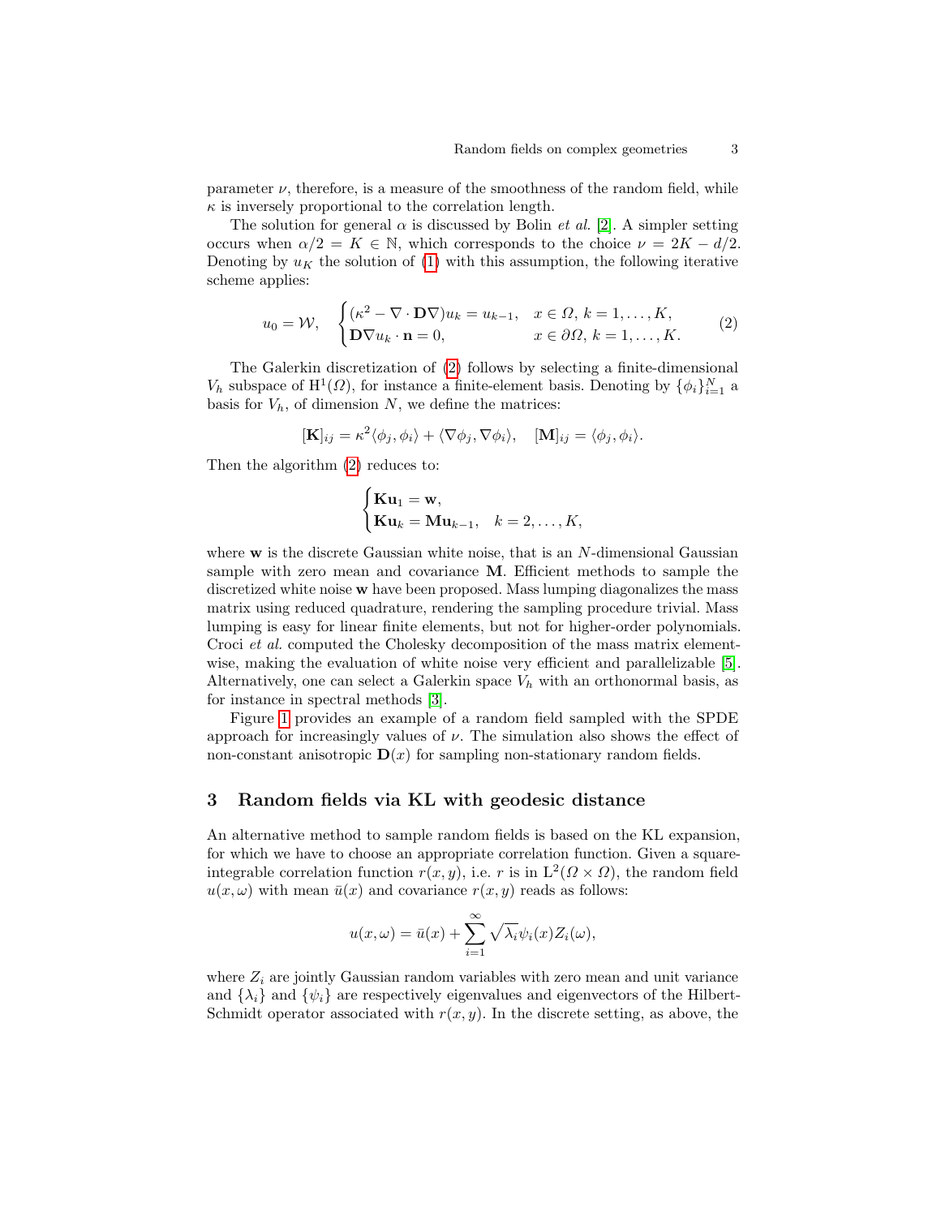parameter $\nu$, therefore, is a measure of the smoothness of the random field, while $\kappa$ is inversely proportional to the correlation length.

The solution for general $\alpha$ is discussed by Bolin *et al.* [2]. A simpler setting occurs when $\alpha/2 = K \in \mathbb{N}$, which corresponds to the choice $\nu = 2K - d/2$. Denoting by $u_K$ the solution of (1) with this assumption, the following iterative scheme applies:

$$u_0 = \mathcal{W}, \quad \begin{cases} (\kappa^2 - \nabla \cdot \mathbf{D}\nabla) u_k = u_{k-1}, & x \in \Omega,\, k = 1, \ldots, K, \\ \mathbf{D}\nabla u_k \cdot \mathbf{n} = 0, & x \in \partial\Omega,\, k = 1, \ldots, K. \end{cases} \tag{2}$$

The Galerkin discretization of (2) follows by selecting a finite-dimensional $V_h$ subspace of $\mathrm{H}^1(\Omega)$, for instance a finite-element basis. Denoting by $\{\phi_i\}_{i=1}^N$ a basis for $V_h$, of dimension $N$, we define the matrices:

$$[\mathbf{K}]_{ij} = \kappa^2 \langle \phi_j, \phi_i \rangle + \langle \nabla\phi_j, \nabla\phi_i \rangle, \quad [\mathbf{M}]_{ij} = \langle \phi_j, \phi_i \rangle.$$

Then the algorithm (2) reduces to:

$$\begin{cases} \mathbf{K}\mathbf{u}_1 = \mathbf{w}, \\ \mathbf{K}\mathbf{u}_k = \mathbf{M}\mathbf{u}_{k-1}, \quad k = 2, \ldots, K, \end{cases}$$

where $\mathbf{w}$ is the discrete Gaussian white noise, that is an $N$-dimensional Gaussian sample with zero mean and covariance $\mathbf{M}$. Efficient methods to sample the discretized white noise $\mathbf{w}$ have been proposed. Mass lumping diagonalizes the mass matrix using reduced quadrature, rendering the sampling procedure trivial. Mass lumping is easy for linear finite elements, but not for higher-order polynomials. Croci *et al.* computed the Cholesky decomposition of the mass matrix element-wise, making the evaluation of white noise very efficient and parallelizable [5]. Alternatively, one can select a Galerkin space $V_h$ with an orthonormal basis, as for instance in spectral methods [3].

Figure 1 provides an example of a random field sampled with the SPDE approach for increasingly values of $\nu$. The simulation also shows the effect of non-constant anisotropic $\mathbf{D}(x)$ for sampling non-stationary random fields.

## 3 Random fields via KL with geodesic distance

An alternative method to sample random fields is based on the KL expansion, for which we have to choose an appropriate correlation function. Given a square-integrable correlation function $r(x, y)$, i.e. $r$ is in $\mathrm{L}^2(\Omega \times \Omega)$, the random field $u(x, \omega)$ with mean $\bar{u}(x)$ and covariance $r(x, y)$ reads as follows:

$$u(x, \omega) = \bar{u}(x) + \sum_{i=1}^{\infty} \sqrt{\lambda_i}\, \psi_i(x) Z_i(\omega),$$

where $Z_i$ are jointly Gaussian random variables with zero mean and unit variance and $\{\lambda_i\}$ and $\{\psi_i\}$ are respectively eigenvalues and eigenvectors of the Hilbert-Schmidt operator associated with $r(x, y)$. In the discrete setting, as above, the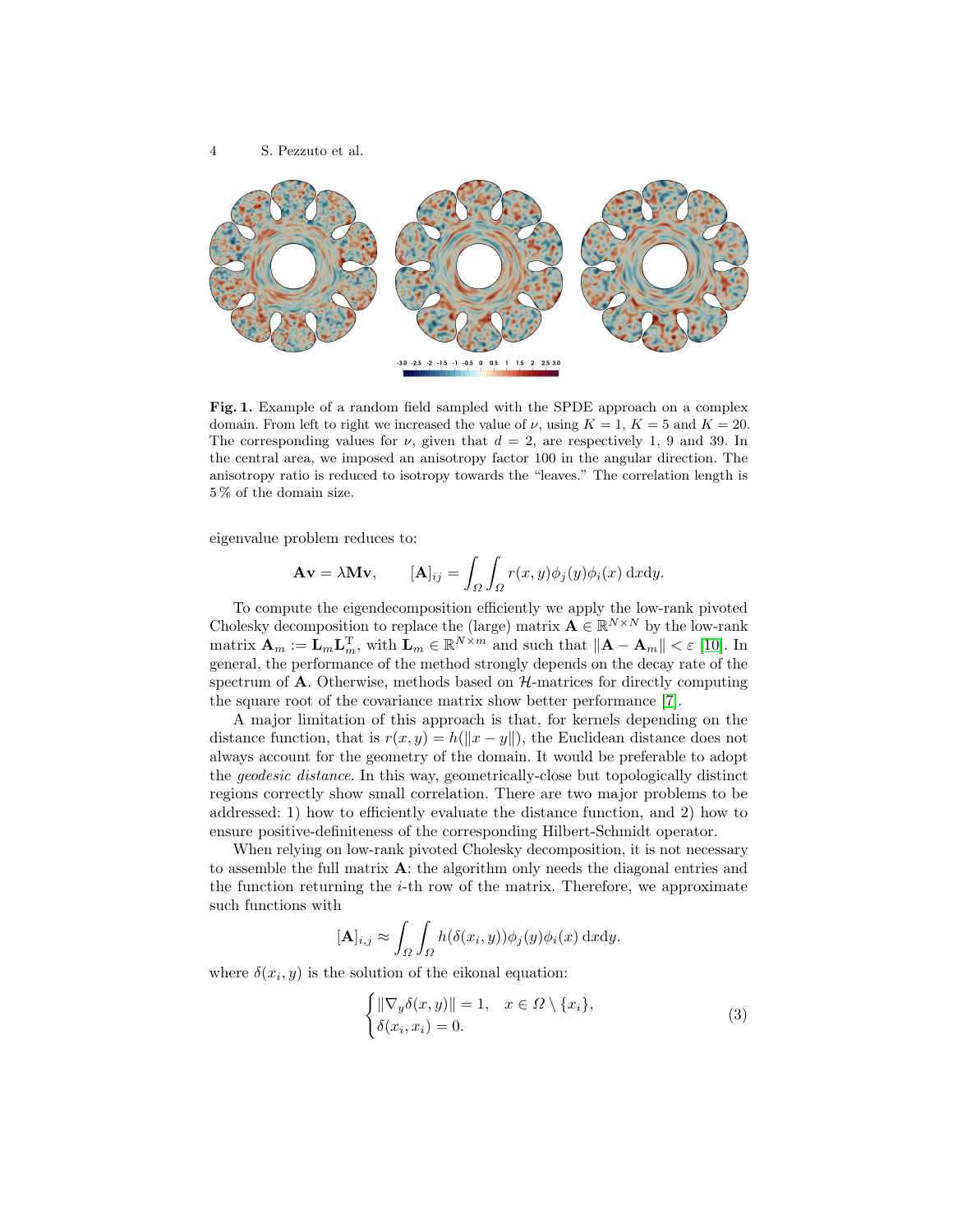**Fig. 1.** Example of a random field sampled with the SPDE approach on a complex domain. From left to right we increased the value of $\nu$, using $K = 1$, $K = 5$ and $K = 20$. The corresponding values for $\nu$, given that $d = 2$, are respectively 1, 9 and 39. In the central area, we imposed an anisotropy factor 100 in the angular direction. The anisotropy ratio is reduced to isotropy towards the "leaves." The correlation length is 5 % of the domain size.

eigenvalue problem reduces to:

$$\mathbf{A}\mathbf{v} = \lambda \mathbf{M}\mathbf{v}, \qquad [\mathbf{A}]_{ij} = \int_\Omega \int_\Omega r(x, y)\phi_j(y)\phi_i(x)\, \mathrm{d}x\mathrm{d}y.$$

To compute the eigendecomposition efficiently we apply the low-rank pivoted Cholesky decomposition to replace the (large) matrix $\mathbf{A} \in \mathbb{R}^{N\times N}$ by the low-rank matrix $\mathbf{A}_m := \mathbf{L}_m\mathbf{L}_m^{\mathrm{T}}$, with $\mathbf{L}_m \in \mathbb{R}^{N\times m}$ and such that $\|\mathbf{A} - \mathbf{A}_m\| < \varepsilon$ [10]. In general, the performance of the method strongly depends on the decay rate of the spectrum of $\mathbf{A}$. Otherwise, methods based on $\mathcal{H}$-matrices for directly computing the square root of the covariance matrix show better performance [7].

A major limitation of this approach is that, for kernels depending on the distance function, that is $r(x, y) = h(\|x - y\|)$, the Euclidean distance does not always account for the geometry of the domain. It would be preferable to adopt the *geodesic distance*. In this way, geometrically-close but topologically distinct regions correctly show small correlation. There are two major problems to be addressed: 1) how to efficiently evaluate the distance function, and 2) how to ensure positive-definiteness of the corresponding Hilbert-Schmidt operator.

When relying on low-rank pivoted Cholesky decomposition, it is not necessary to assemble the full matrix $\mathbf{A}$: the algorithm only needs the diagonal entries and the function returning the $i$-th row of the matrix. Therefore, we approximate such functions with

$$[\mathbf{A}]_{i,j} \approx \int_\Omega \int_\Omega h(\delta(x_i, y))\phi_j(y)\phi_i(x)\, \mathrm{d}x\mathrm{d}y.$$

where $\delta(x_i, y)$ is the solution of the eikonal equation:

$$\begin{cases} \|\nabla_y \delta(x, y)\| = 1, & x \in \Omega \setminus \{x_i\}, \\ \delta(x_i, x_i) = 0. \end{cases} \tag{3}$$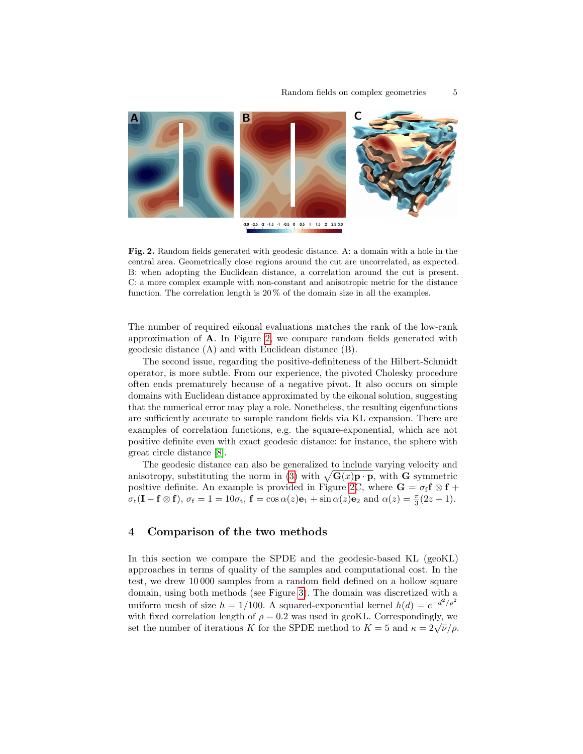**Fig. 2.** Random fields generated with geodesic distance. A: a domain with a hole in the central area. Geometrically close regions around the cut are uncorrelated, as expected. B: when adopting the Euclidean distance, a correlation around the cut is present. C: a more complex example with non-constant and anisotropic metric for the distance function. The correlation length is 20 % of the domain size in all the examples.

The number of required eikonal evaluations matches the rank of the low-rank approximation of $\mathbf{A}$. In Figure 2, we compare random fields generated with geodesic distance (A) and with Euclidean distance (B).

The second issue, regarding the positive-definiteness of the Hilbert-Schmidt operator, is more subtle. From our experience, the pivoted Cholesky procedure often ends prematurely because of a negative pivot. It also occurs on simple domains with Euclidean distance approximated by the eikonal solution, suggesting that the numerical error may play a role. Nonetheless, the resulting eigenfunctions are sufficiently accurate to sample random fields via KL expansion. There are examples of correlation functions, e.g. the square-exponential, which are not positive definite even with exact geodesic distance: for instance, the sphere with great circle distance [8].

The geodesic distance can also be generalized to include varying velocity and anisotropy, substituting the norm in (3) with $\sqrt{\mathbf{G}(x)\mathbf{p}\cdot\mathbf{p}}$, with $\mathbf{G}$ symmetric positive definite. An example is provided in Figure 2C, where $\mathbf{G} = \sigma_\mathrm{f}\mathbf{f}\otimes\mathbf{f} + \sigma_\mathrm{t}(\mathbf{I}-\mathbf{f}\otimes\mathbf{f})$, $\sigma_\mathrm{f} = 1 = 10\sigma_\mathrm{t}$, $\mathbf{f} = \cos\alpha(z)\mathbf{e}_1 + \sin\alpha(z)\mathbf{e}_2$ and $\alpha(z) = \frac{\pi}{3}(2z-1)$.

## 4 Comparison of the two methods

In this section we compare the SPDE and the geodesic-based KL (geoKL) approaches in terms of quality of the samples and computational cost. In the test, we drew 10 000 samples from a random field defined on a hollow square domain, using both methods (see Figure 3). The domain was discretized with a uniform mesh of size $h = 1/100$. A squared-exponential kernel $h(d) = e^{-d^2/\rho^2}$ with fixed correlation length of $\rho = 0.2$ was used in geoKL. Correspondingly, we set the number of iterations $K$ for the SPDE method to $K = 5$ and $\kappa = 2\sqrt{\nu}/\rho$.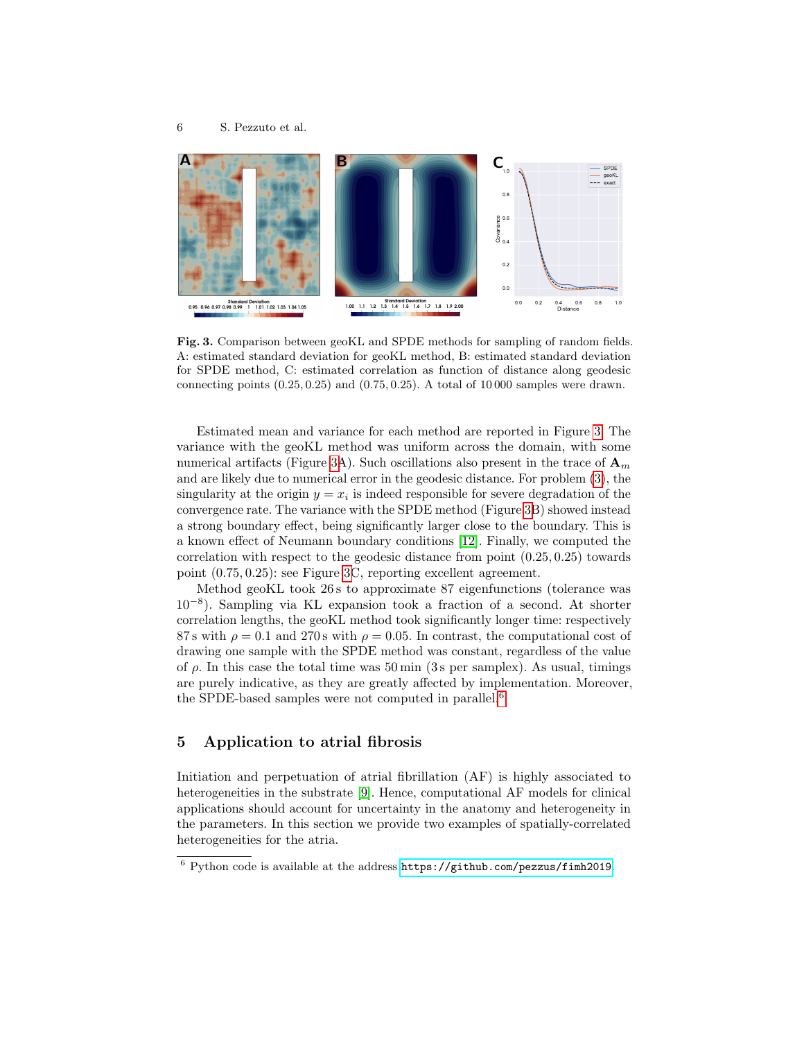**Fig. 3.** Comparison between geoKL and SPDE methods for sampling of random fields. A: estimated standard deviation for geoKL method, B: estimated standard deviation for SPDE method, C: estimated correlation as function of distance along geodesic connecting points $(0.25, 0.25)$ and $(0.75, 0.25)$. A total of 10 000 samples were drawn.

Estimated mean and variance for each method are reported in Figure 3. The variance with the geoKL method was uniform across the domain, with some numerical artifacts (Figure 3A). Such oscillations also present in the trace of $\mathbf{A}_m$ and are likely due to numerical error in the geodesic distance. For problem (3), the singularity at the origin $y = x_i$ is indeed responsible for severe degradation of the convergence rate. The variance with the SPDE method (Figure 3B) showed instead a strong boundary effect, being significantly larger close to the boundary. This is a known effect of Neumann boundary conditions [12]. Finally, we computed the correlation with respect to the geodesic distance from point $(0.25, 0.25)$ towards point $(0.75, 0.25)$: see Figure 3C, reporting excellent agreement.

Method geoKL took 26 s to approximate 87 eigenfunctions (tolerance was $10^{-8}$). Sampling via KL expansion took a fraction of a second. At shorter correlation lengths, the geoKL method took significantly longer time: respectively 87 s with $\rho = 0.1$ and 270 s with $\rho = 0.05$. In contrast, the computational cost of drawing one sample with the SPDE method was constant, regardless of the value of $\rho$. In this case the total time was 50 min (3 s per samplex). As usual, timings are purely indicative, as they are greatly affected by implementation. Moreover, the SPDE-based samples were not computed in parallel.[6]

## 5 Application to atrial fibrosis

Initiation and perpetuation of atrial fibrillation (AF) is highly associated to heterogeneities in the substrate [9]. Hence, computational AF models for clinical applications should account for uncertainty in the anatomy and heterogeneity in the parameters. In this section we provide two examples of spatially-correlated heterogeneities for the atria.

[6] Python code is available at the address https://github.com/pezzus/fimh2019.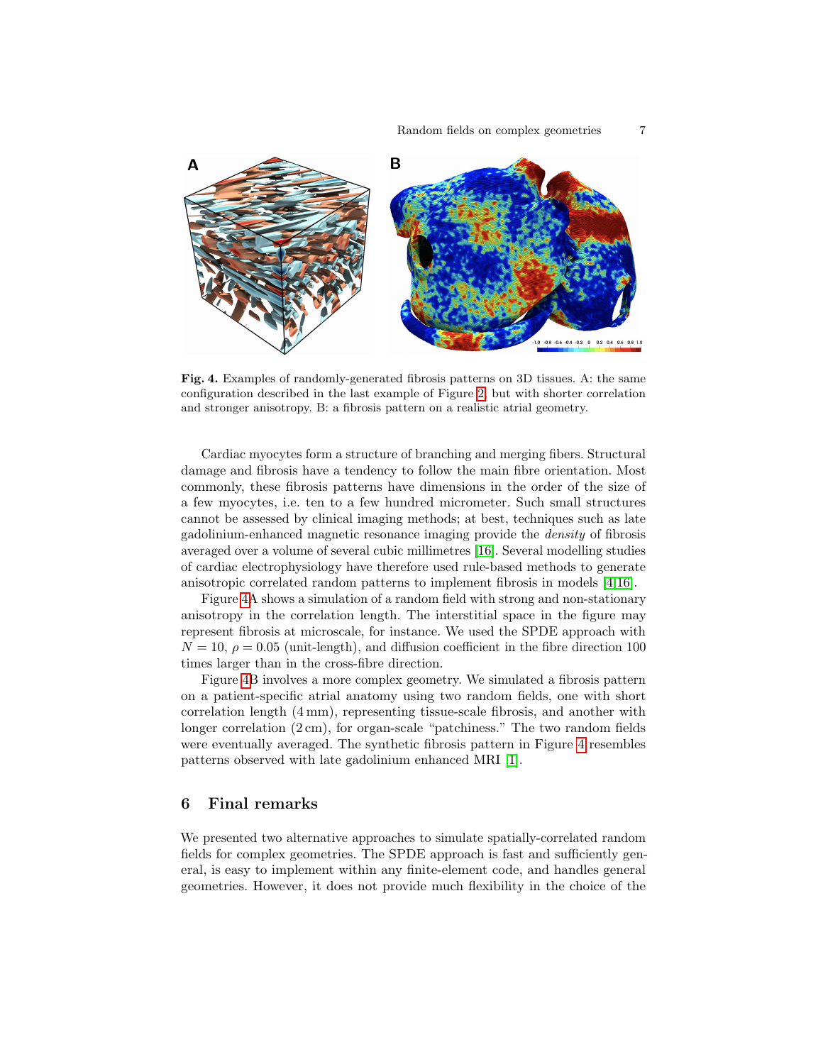**Fig. 4.** Examples of randomly-generated fibrosis patterns on 3D tissues. A: the same configuration described in the last example of Figure 2, but with shorter correlation and stronger anisotropy. B: a fibrosis pattern on a realistic atrial geometry.

Cardiac myocytes form a structure of branching and merging fibers. Structural damage and fibrosis have a tendency to follow the main fibre orientation. Most commonly, these fibrosis patterns have dimensions in the order of the size of a few myocytes, i.e. ten to a few hundred micrometer. Such small structures cannot be assessed by clinical imaging methods; at best, techniques such as late gadolinium-enhanced magnetic resonance imaging provide the *density* of fibrosis averaged over a volume of several cubic millimetres [16]. Several modelling studies of cardiac electrophysiology have therefore used rule-based methods to generate anisotropic correlated random patterns to implement fibrosis in models [4,16].

Figure 4A shows a simulation of a random field with strong and non-stationary anisotropy in the correlation length. The interstitial space in the figure may represent fibrosis at microscale, for instance. We used the SPDE approach with $N = 10$, $\rho = 0.05$ (unit-length), and diffusion coefficient in the fibre direction 100 times larger than in the cross-fibre direction.

Figure 4B involves a more complex geometry. We simulated a fibrosis pattern on a patient-specific atrial anatomy using two random fields, one with short correlation length (4 mm), representing tissue-scale fibrosis, and another with longer correlation (2 cm), for organ-scale "patchiness." The two random fields were eventually averaged. The synthetic fibrosis pattern in Figure 4 resembles patterns observed with late gadolinium enhanced MRI [1].

## 6 Final remarks

We presented two alternative approaches to simulate spatially-correlated random fields for complex geometries. The SPDE approach is fast and sufficiently general, is easy to implement within any finite-element code, and handles general geometries. However, it does not provide much flexibility in the choice of the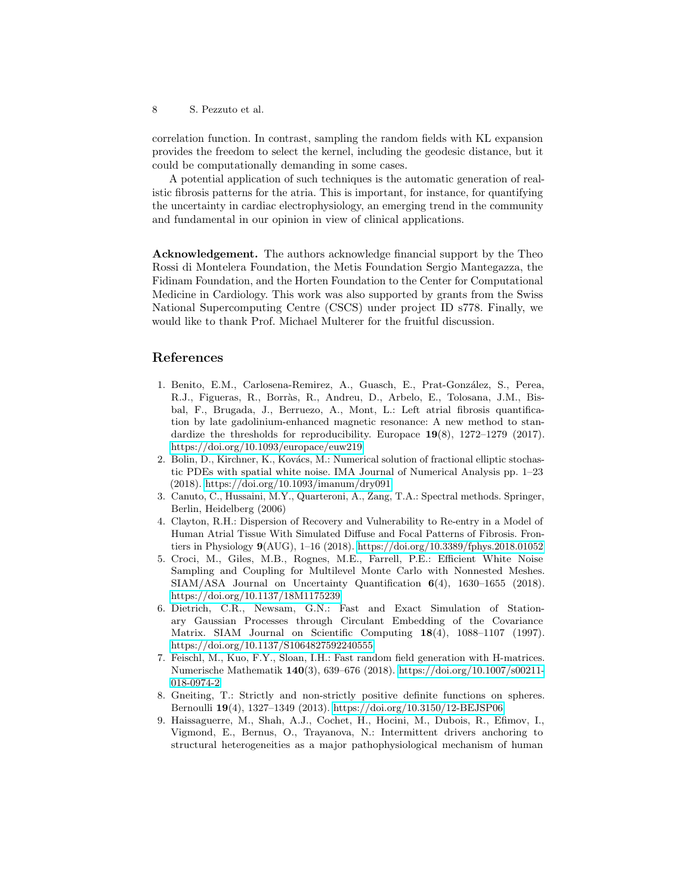correlation function. In contrast, sampling the random fields with KL expansion provides the freedom to select the kernel, including the geodesic distance, but it could be computationally demanding in some cases.

A potential application of such techniques is the automatic generation of realistic fibrosis patterns for the atria. This is important, for instance, for quantifying the uncertainty in cardiac electrophysiology, an emerging trend in the community and fundamental in our opinion in view of clinical applications.

**Acknowledgement.** The authors acknowledge financial support by the Theo Rossi di Montelera Foundation, the Metis Foundation Sergio Mantegazza, the Fidinam Foundation, and the Horten Foundation to the Center for Computational Medicine in Cardiology. This work was also supported by grants from the Swiss National Supercomputing Centre (CSCS) under project ID s778. Finally, we would like to thank Prof. Michael Multerer for the fruitful discussion.

## References

1. Benito, E.M., Carlosena-Remirez, A., Guasch, E., Prat-González, S., Perea, R.J., Figueras, R., Borràs, R., Andreu, D., Arbelo, E., Tolosana, J.M., Bisbal, F., Brugada, J., Berruezo, A., Mont, L.: Left atrial fibrosis quantification by late gadolinium-enhanced magnetic resonance: A new method to standardize the thresholds for reproducibility. Europace **19**(8), 1272–1279 (2017). https://doi.org/10.1093/europace/euw219
2. Bolin, D., Kirchner, K., Kovács, M.: Numerical solution of fractional elliptic stochastic PDEs with spatial white noise. IMA Journal of Numerical Analysis pp. 1–23 (2018). https://doi.org/10.1093/imanum/dry091
3. Canuto, C., Hussaini, M.Y., Quarteroni, A., Zang, T.A.: Spectral methods. Springer, Berlin, Heidelberg (2006)
4. Clayton, R.H.: Dispersion of Recovery and Vulnerability to Re-entry in a Model of Human Atrial Tissue With Simulated Diffuse and Focal Patterns of Fibrosis. Frontiers in Physiology **9**(AUG), 1–16 (2018). https://doi.org/10.3389/fphys.2018.01052
5. Croci, M., Giles, M.B., Rognes, M.E., Farrell, P.E.: Efficient White Noise Sampling and Coupling for Multilevel Monte Carlo with Nonnested Meshes. SIAM/ASA Journal on Uncertainty Quantification **6**(4), 1630–1655 (2018). https://doi.org/10.1137/18M1175239
6. Dietrich, C.R., Newsam, G.N.: Fast and Exact Simulation of Stationary Gaussian Processes through Circulant Embedding of the Covariance Matrix. SIAM Journal on Scientific Computing **18**(4), 1088–1107 (1997). https://doi.org/10.1137/S1064827592240555
7. Feischl, M., Kuo, F.Y., Sloan, I.H.: Fast random field generation with H-matrices. Numerische Mathematik **140**(3), 639–676 (2018). https://doi.org/10.1007/s00211-018-0974-2
8. Gneiting, T.: Strictly and non-strictly positive definite functions on spheres. Bernoulli **19**(4), 1327–1349 (2013). https://doi.org/10.3150/12-BEJSP06
9. Haissaguerre, M., Shah, A.J., Cochet, H., Hocini, M., Dubois, R., Efimov, I., Vigmond, E., Bernus, O., Trayanova, N.: Intermittent drivers anchoring to structural heterogeneities as a major pathophysiological mechanism of human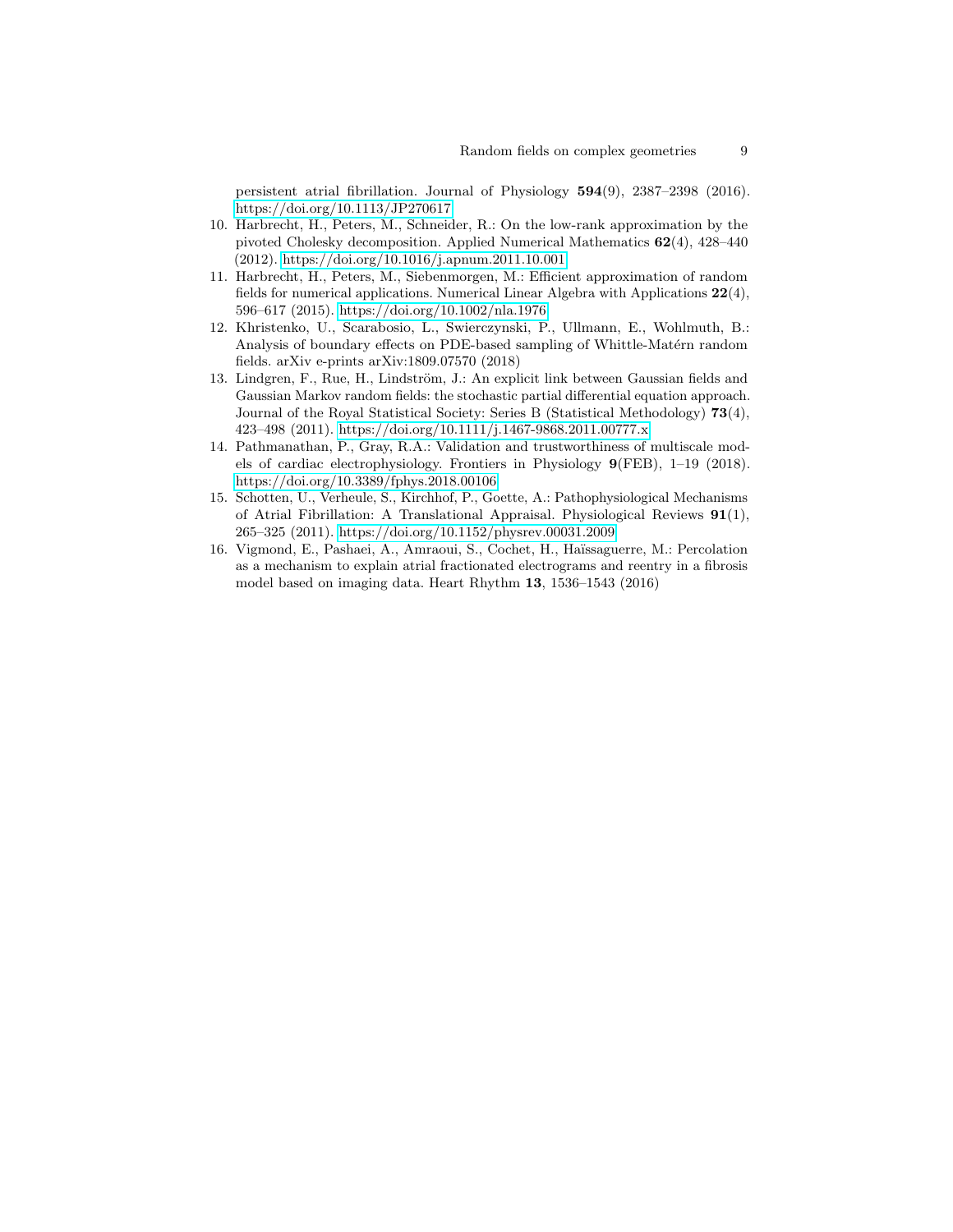persistent atrial fibrillation. Journal of Physiology **594**(9), 2387–2398 (2016). https://doi.org/10.1113/JP270617

10. Harbrecht, H., Peters, M., Schneider, R.: On the low-rank approximation by the pivoted Cholesky decomposition. Applied Numerical Mathematics **62**(4), 428–440 (2012). https://doi.org/10.1016/j.apnum.2011.10.001
11. Harbrecht, H., Peters, M., Siebenmorgen, M.: Efficient approximation of random fields for numerical applications. Numerical Linear Algebra with Applications **22**(4), 596–617 (2015). https://doi.org/10.1002/nla.1976
12. Khristenko, U., Scarabosio, L., Swierczynski, P., Ullmann, E., Wohlmuth, B.: Analysis of boundary effects on PDE-based sampling of Whittle-Matérn random fields. arXiv e-prints arXiv:1809.07570 (2018)
13. Lindgren, F., Rue, H., Lindström, J.: An explicit link between Gaussian fields and Gaussian Markov random fields: the stochastic partial differential equation approach. Journal of the Royal Statistical Society: Series B (Statistical Methodology) **73**(4), 423–498 (2011). https://doi.org/10.1111/j.1467-9868.2011.00777.x
14. Pathmanathan, P., Gray, R.A.: Validation and trustworthiness of multiscale models of cardiac electrophysiology. Frontiers in Physiology **9**(FEB), 1–19 (2018). https://doi.org/10.3389/fphys.2018.00106
15. Schotten, U., Verheule, S., Kirchhof, P., Goette, A.: Pathophysiological Mechanisms of Atrial Fibrillation: A Translational Appraisal. Physiological Reviews **91**(1), 265–325 (2011). https://doi.org/10.1152/physrev.00031.2009
16. Vigmond, E., Pashaei, A., Amraoui, S., Cochet, H., Haïssaguerre, M.: Percolation as a mechanism to explain atrial fractionated electrograms and reentry in a fibrosis model based on imaging data. Heart Rhythm **13**, 1536–1543 (2016)